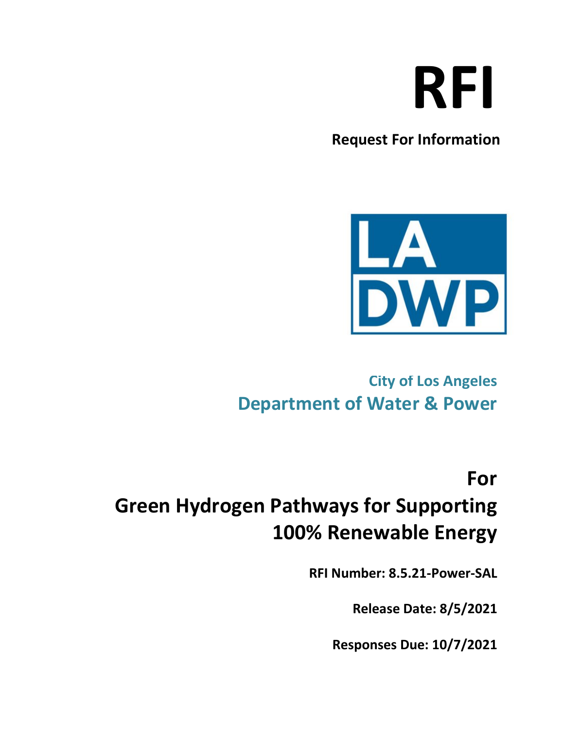# RFI

**Request For Information**

LA DWP

**City of Los Angeles**
**Department of Water & Power**

## For Green Hydrogen Pathways for Supporting 100% Renewable Energy

**RFI Number: 8.5.21-Power-SAL**

**Release Date: 8/5/2021**

**Responses Due: 10/7/2021**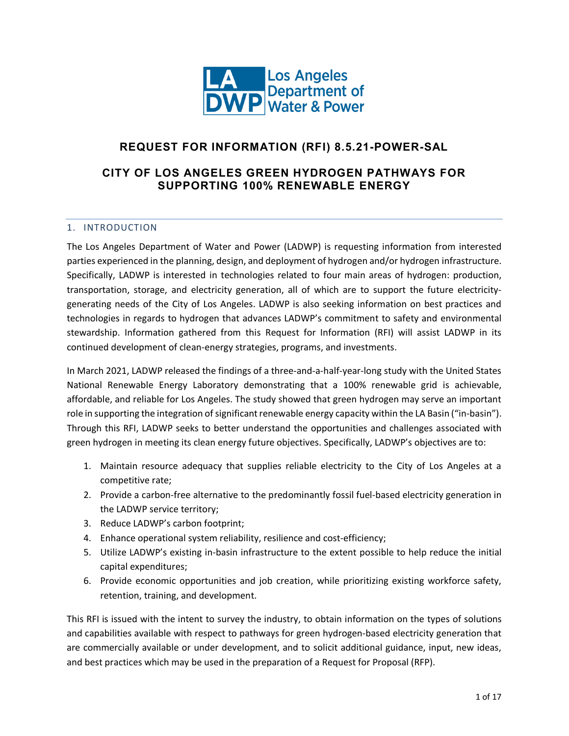# REQUEST FOR INFORMATION (RFI) 8.5.21-POWER-SAL

## CITY OF LOS ANGELES GREEN HYDROGEN PATHWAYS FOR SUPPORTING 100% RENEWABLE ENERGY

### 1. INTRODUCTION

The Los Angeles Department of Water and Power (LADWP) is requesting information from interested parties experienced in the planning, design, and deployment of hydrogen and/or hydrogen infrastructure. Specifically, LADWP is interested in technologies related to four main areas of hydrogen: production, transportation, storage, and electricity generation, all of which are to support the future electricity-generating needs of the City of Los Angeles. LADWP is also seeking information on best practices and technologies in regards to hydrogen that advances LADWP's commitment to safety and environmental stewardship. Information gathered from this Request for Information (RFI) will assist LADWP in its continued development of clean-energy strategies, programs, and investments.

In March 2021, LADWP released the findings of a three-and-a-half-year-long study with the United States National Renewable Energy Laboratory demonstrating that a 100% renewable grid is achievable, affordable, and reliable for Los Angeles. The study showed that green hydrogen may serve an important role in supporting the integration of significant renewable energy capacity within the LA Basin ("in-basin"). Through this RFI, LADWP seeks to better understand the opportunities and challenges associated with green hydrogen in meeting its clean energy future objectives. Specifically, LADWP's objectives are to:

1. Maintain resource adequacy that supplies reliable electricity to the City of Los Angeles at a competitive rate;
2. Provide a carbon-free alternative to the predominantly fossil fuel-based electricity generation in the LADWP service territory;
3. Reduce LADWP's carbon footprint;
4. Enhance operational system reliability, resilience and cost-efficiency;
5. Utilize LADWP's existing in-basin infrastructure to the extent possible to help reduce the initial capital expenditures;
6. Provide economic opportunities and job creation, while prioritizing existing workforce safety, retention, training, and development.

This RFI is issued with the intent to survey the industry, to obtain information on the types of solutions and capabilities available with respect to pathways for green hydrogen-based electricity generation that are commercially available or under development, and to solicit additional guidance, input, new ideas, and best practices which may be used in the preparation of a Request for Proposal (RFP).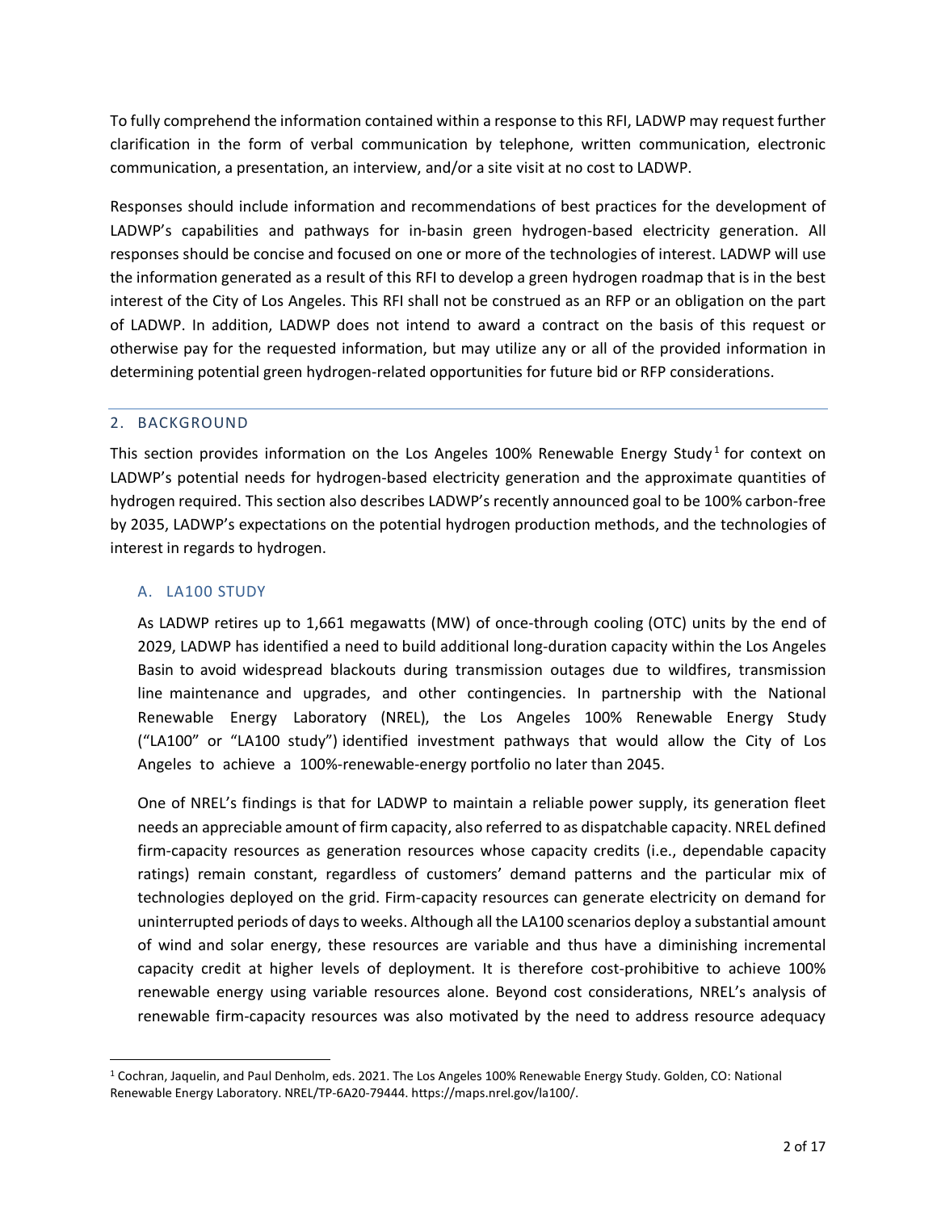To fully comprehend the information contained within a response to this RFI, LADWP may request further clarification in the form of verbal communication by telephone, written communication, electronic communication, a presentation, an interview, and/or a site visit at no cost to LADWP.

Responses should include information and recommendations of best practices for the development of LADWP's capabilities and pathways for in-basin green hydrogen-based electricity generation. All responses should be concise and focused on one or more of the technologies of interest. LADWP will use the information generated as a result of this RFI to develop a green hydrogen roadmap that is in the best interest of the City of Los Angeles. This RFI shall not be construed as an RFP or an obligation on the part of LADWP. In addition, LADWP does not intend to award a contract on the basis of this request or otherwise pay for the requested information, but may utilize any or all of the provided information in determining potential green hydrogen-related opportunities for future bid or RFP considerations.

## 2. BACKGROUND

This section provides information on the Los Angeles 100% Renewable Energy Study[1] for context on LADWP's potential needs for hydrogen-based electricity generation and the approximate quantities of hydrogen required. This section also describes LADWP's recently announced goal to be 100% carbon-free by 2035, LADWP's expectations on the potential hydrogen production methods, and the technologies of interest in regards to hydrogen.

### A. LA100 STUDY

As LADWP retires up to 1,661 megawatts (MW) of once-through cooling (OTC) units by the end of 2029, LADWP has identified a need to build additional long-duration capacity within the Los Angeles Basin to avoid widespread blackouts during transmission outages due to wildfires, transmission line maintenance and upgrades, and other contingencies. In partnership with the National Renewable Energy Laboratory (NREL), the Los Angeles 100% Renewable Energy Study ("LA100" or "LA100 study") identified investment pathways that would allow the City of Los Angeles to achieve a 100%-renewable-energy portfolio no later than 2045.

One of NREL's findings is that for LADWP to maintain a reliable power supply, its generation fleet needs an appreciable amount of firm capacity, also referred to as dispatchable capacity. NREL defined firm-capacity resources as generation resources whose capacity credits (i.e., dependable capacity ratings) remain constant, regardless of customers' demand patterns and the particular mix of technologies deployed on the grid. Firm-capacity resources can generate electricity on demand for uninterrupted periods of days to weeks. Although all the LA100 scenarios deploy a substantial amount of wind and solar energy, these resources are variable and thus have a diminishing incremental capacity credit at higher levels of deployment. It is therefore cost-prohibitive to achieve 100% renewable energy using variable resources alone. Beyond cost considerations, NREL's analysis of renewable firm-capacity resources was also motivated by the need to address resource adequacy

[1] Cochran, Jaquelin, and Paul Denholm, eds. 2021. The Los Angeles 100% Renewable Energy Study. Golden, CO: National Renewable Energy Laboratory. NREL/TP-6A20-79444. https://maps.nrel.gov/la100/.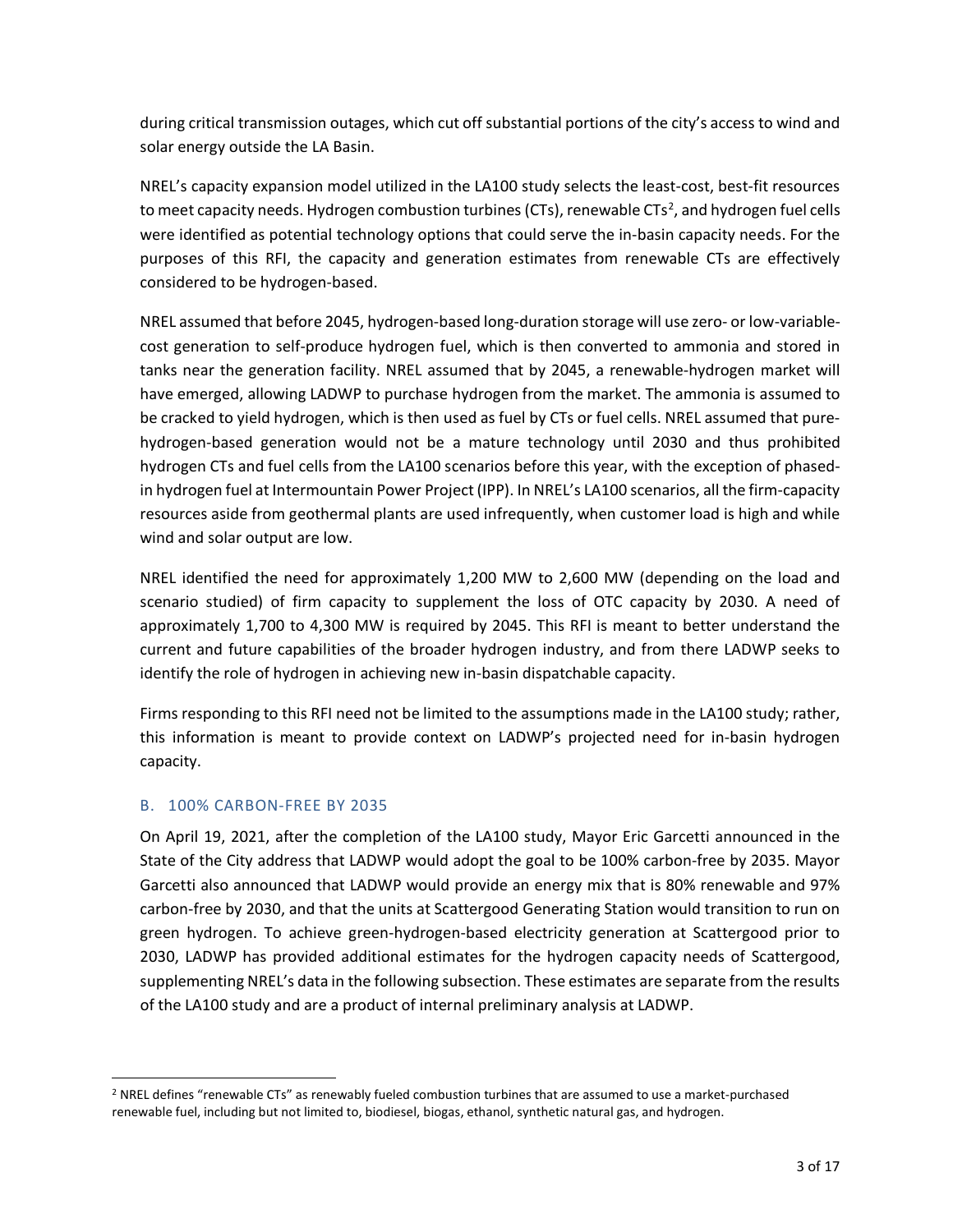during critical transmission outages, which cut off substantial portions of the city's access to wind and solar energy outside the LA Basin.

NREL's capacity expansion model utilized in the LA100 study selects the least-cost, best-fit resources to meet capacity needs. Hydrogen combustion turbines (CTs), renewable CTs[2], and hydrogen fuel cells were identified as potential technology options that could serve the in-basin capacity needs. For the purposes of this RFI, the capacity and generation estimates from renewable CTs are effectively considered to be hydrogen-based.

NREL assumed that before 2045, hydrogen-based long-duration storage will use zero- or low-variable-cost generation to self-produce hydrogen fuel, which is then converted to ammonia and stored in tanks near the generation facility. NREL assumed that by 2045, a renewable-hydrogen market will have emerged, allowing LADWP to purchase hydrogen from the market. The ammonia is assumed to be cracked to yield hydrogen, which is then used as fuel by CTs or fuel cells. NREL assumed that pure-hydrogen-based generation would not be a mature technology until 2030 and thus prohibited hydrogen CTs and fuel cells from the LA100 scenarios before this year, with the exception of phased-in hydrogen fuel at Intermountain Power Project (IPP). In NREL's LA100 scenarios, all the firm-capacity resources aside from geothermal plants are used infrequently, when customer load is high and while wind and solar output are low.

NREL identified the need for approximately 1,200 MW to 2,600 MW (depending on the load and scenario studied) of firm capacity to supplement the loss of OTC capacity by 2030. A need of approximately 1,700 to 4,300 MW is required by 2045. This RFI is meant to better understand the current and future capabilities of the broader hydrogen industry, and from there LADWP seeks to identify the role of hydrogen in achieving new in-basin dispatchable capacity.

Firms responding to this RFI need not be limited to the assumptions made in the LA100 study; rather, this information is meant to provide context on LADWP's projected need for in-basin hydrogen capacity.

### B. 100% CARBON-FREE BY 2035

On April 19, 2021, after the completion of the LA100 study, Mayor Eric Garcetti announced in the State of the City address that LADWP would adopt the goal to be 100% carbon-free by 2035. Mayor Garcetti also announced that LADWP would provide an energy mix that is 80% renewable and 97% carbon-free by 2030, and that the units at Scattergood Generating Station would transition to run on green hydrogen. To achieve green-hydrogen-based electricity generation at Scattergood prior to 2030, LADWP has provided additional estimates for the hydrogen capacity needs of Scattergood, supplementing NREL's data in the following subsection. These estimates are separate from the results of the LA100 study and are a product of internal preliminary analysis at LADWP.

[2] NREL defines "renewable CTs" as renewably fueled combustion turbines that are assumed to use a market-purchased renewable fuel, including but not limited to, biodiesel, biogas, ethanol, synthetic natural gas, and hydrogen.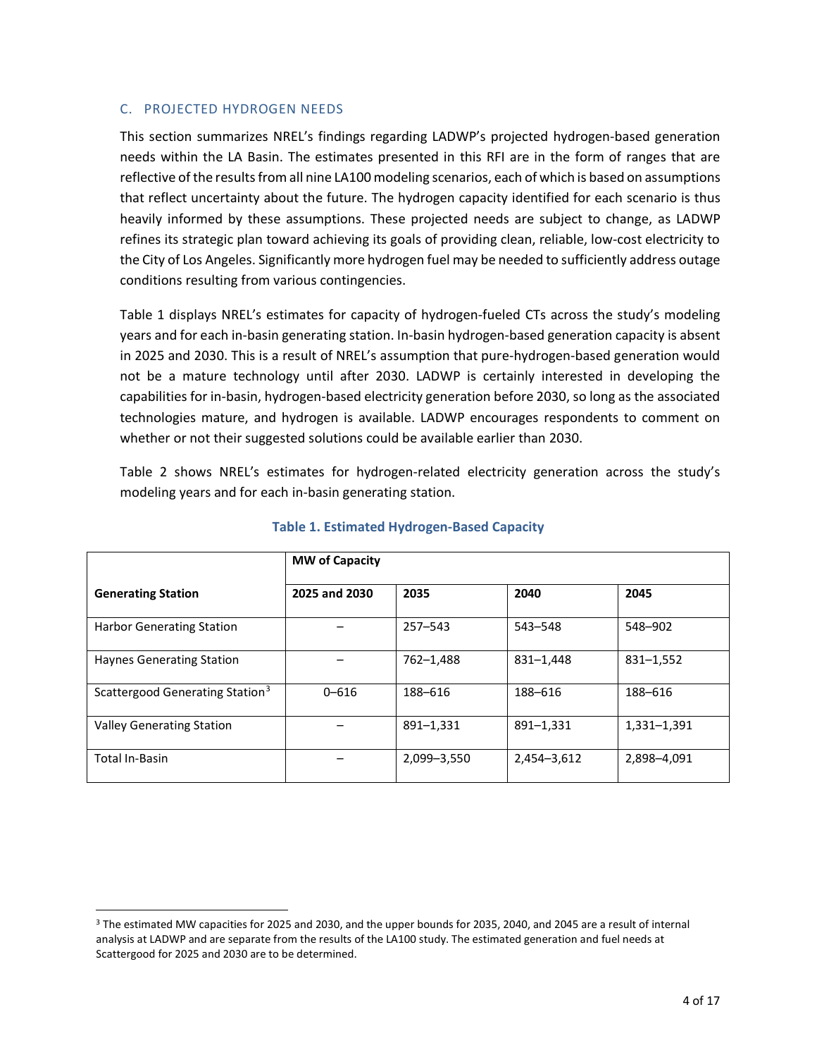### C. PROJECTED HYDROGEN NEEDS

This section summarizes NREL's findings regarding LADWP's projected hydrogen-based generation needs within the LA Basin. The estimates presented in this RFI are in the form of ranges that are reflective of the results from all nine LA100 modeling scenarios, each of which is based on assumptions that reflect uncertainty about the future. The hydrogen capacity identified for each scenario is thus heavily informed by these assumptions. These projected needs are subject to change, as LADWP refines its strategic plan toward achieving its goals of providing clean, reliable, low-cost electricity to the City of Los Angeles. Significantly more hydrogen fuel may be needed to sufficiently address outage conditions resulting from various contingencies.

Table 1 displays NREL's estimates for capacity of hydrogen-fueled CTs across the study's modeling years and for each in-basin generating station. In-basin hydrogen-based generation capacity is absent in 2025 and 2030. This is a result of NREL's assumption that pure-hydrogen-based generation would not be a mature technology until after 2030. LADWP is certainly interested in developing the capabilities for in-basin, hydrogen-based electricity generation before 2030, so long as the associated technologies mature, and hydrogen is available. LADWP encourages respondents to comment on whether or not their suggested solutions could be available earlier than 2030.

Table 2 shows NREL's estimates for hydrogen-related electricity generation across the study's modeling years and for each in-basin generating station.

**Table 1. Estimated Hydrogen-Based Capacity**

| | **MW of Capacity** | | | |
|---|---|---|---|---|
| **Generating Station** | **2025 and 2030** | **2035** | **2040** | **2045** |
| Harbor Generating Station | – | 257–543 | 543–548 | 548–902 |
| Haynes Generating Station | – | 762–1,488 | 831–1,448 | 831–1,552 |
| Scattergood Generating Station[3] | 0–616 | 188–616 | 188–616 | 188–616 |
| Valley Generating Station | – | 891–1,331 | 891–1,331 | 1,331–1,391 |
| Total In-Basin | – | 2,099–3,550 | 2,454–3,612 | 2,898–4,091 |

[3] The estimated MW capacities for 2025 and 2030, and the upper bounds for 2035, 2040, and 2045 are a result of internal analysis at LADWP and are separate from the results of the LA100 study. The estimated generation and fuel needs at Scattergood for 2025 and 2030 are to be determined.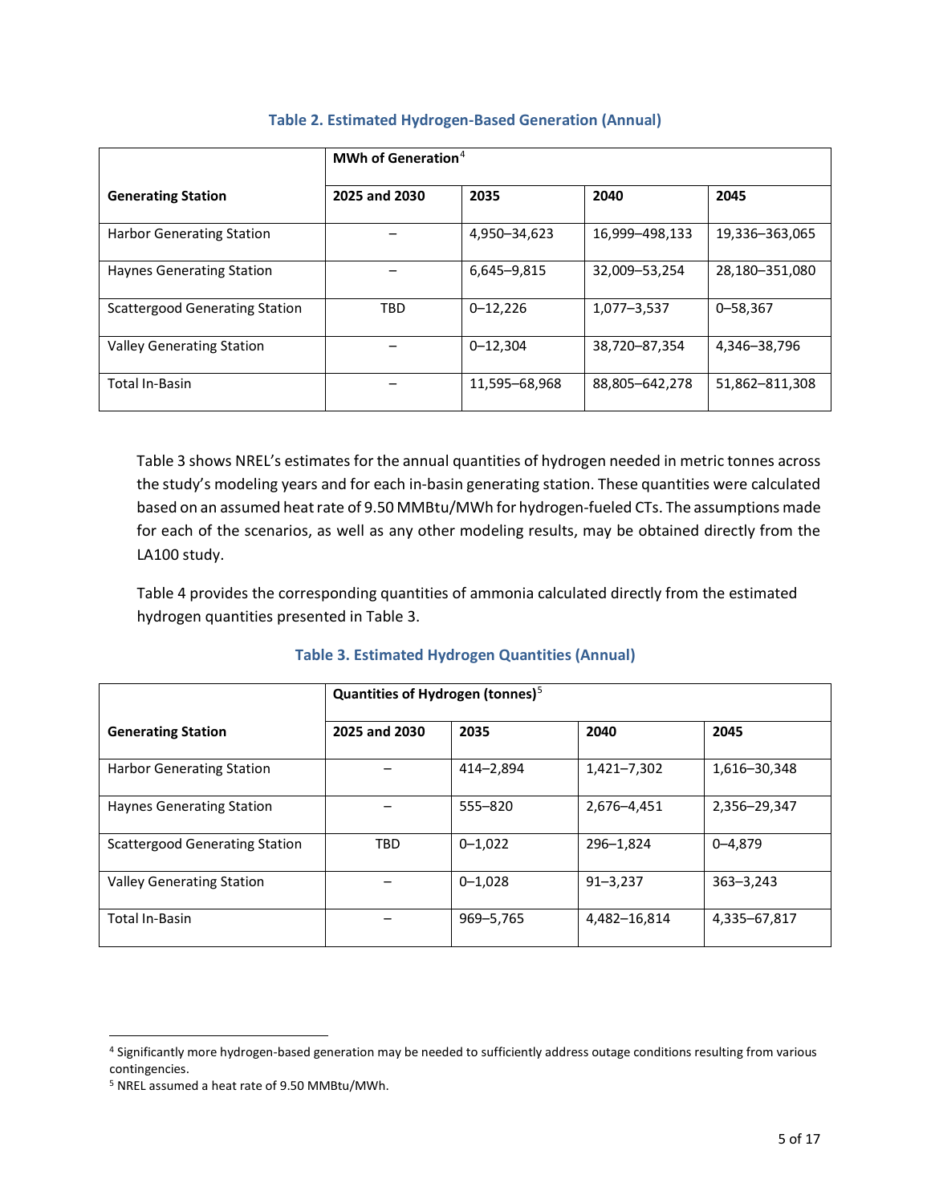**Table 2. Estimated Hydrogen-Based Generation (Annual)**

| Generating Station | MWh of Generation[4] | | | |
|---|---|---|---|---|
| | 2025 and 2030 | 2035 | 2040 | 2045 |
| Harbor Generating Station | – | 4,950–34,623 | 16,999–498,133 | 19,336–363,065 |
| Haynes Generating Station | – | 6,645–9,815 | 32,009–53,254 | 28,180–351,080 |
| Scattergood Generating Station | TBD | 0–12,226 | 1,077–3,537 | 0–58,367 |
| Valley Generating Station | – | 0–12,304 | 38,720–87,354 | 4,346–38,796 |
| Total In-Basin | – | 11,595–68,968 | 88,805–642,278 | 51,862–811,308 |

Table 3 shows NREL's estimates for the annual quantities of hydrogen needed in metric tonnes across the study's modeling years and for each in-basin generating station. These quantities were calculated based on an assumed heat rate of 9.50 MMBtu/MWh for hydrogen-fueled CTs. The assumptions made for each of the scenarios, as well as any other modeling results, may be obtained directly from the LA100 study.

Table 4 provides the corresponding quantities of ammonia calculated directly from the estimated hydrogen quantities presented in Table 3.

**Table 3. Estimated Hydrogen Quantities (Annual)**

| Generating Station | Quantities of Hydrogen (tonnes)[5] | | | |
|---|---|---|---|---|
| | 2025 and 2030 | 2035 | 2040 | 2045 |
| Harbor Generating Station | – | 414–2,894 | 1,421–7,302 | 1,616–30,348 |
| Haynes Generating Station | – | 555–820 | 2,676–4,451 | 2,356–29,347 |
| Scattergood Generating Station | TBD | 0–1,022 | 296–1,824 | 0–4,879 |
| Valley Generating Station | – | 0–1,028 | 91–3,237 | 363–3,243 |
| Total In-Basin | – | 969–5,765 | 4,482–16,814 | 4,335–67,817 |

[4] Significantly more hydrogen-based generation may be needed to sufficiently address outage conditions resulting from various contingencies.

[5] NREL assumed a heat rate of 9.50 MMBtu/MWh.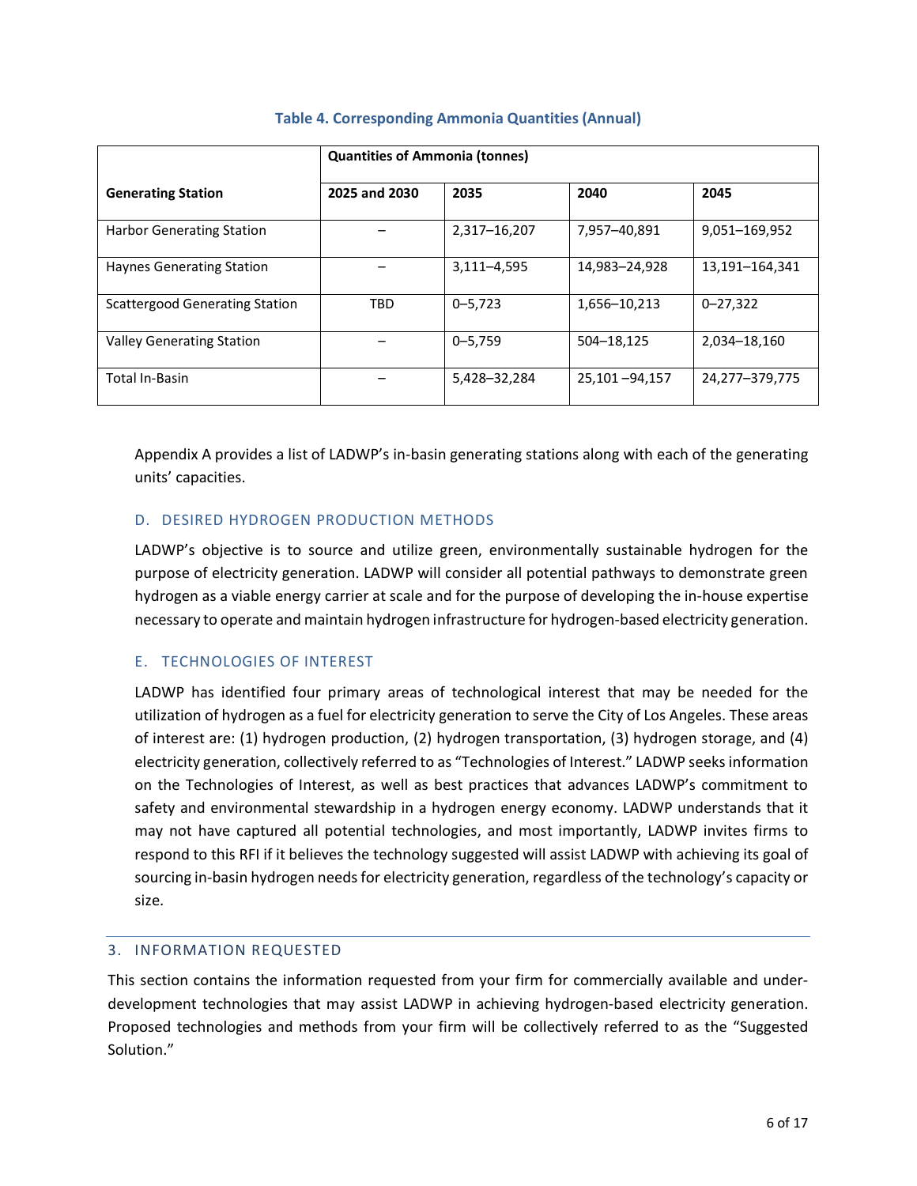**Table 4. Corresponding Ammonia Quantities (Annual)**

| Generating Station | Quantities of Ammonia (tonnes) | | | |
|---|---|---|---|---|
| | 2025 and 2030 | 2035 | 2040 | 2045 |
| Harbor Generating Station | – | 2,317–16,207 | 7,957–40,891 | 9,051–169,952 |
| Haynes Generating Station | – | 3,111–4,595 | 14,983–24,928 | 13,191–164,341 |
| Scattergood Generating Station | TBD | 0–5,723 | 1,656–10,213 | 0–27,322 |
| Valley Generating Station | – | 0–5,759 | 504–18,125 | 2,034–18,160 |
| Total In-Basin | – | 5,428–32,284 | 25,101 –94,157 | 24,277–379,775 |

Appendix A provides a list of LADWP's in-basin generating stations along with each of the generating units' capacities.

### D. DESIRED HYDROGEN PRODUCTION METHODS

LADWP's objective is to source and utilize green, environmentally sustainable hydrogen for the purpose of electricity generation. LADWP will consider all potential pathways to demonstrate green hydrogen as a viable energy carrier at scale and for the purpose of developing the in-house expertise necessary to operate and maintain hydrogen infrastructure for hydrogen-based electricity generation.

### E. TECHNOLOGIES OF INTEREST

LADWP has identified four primary areas of technological interest that may be needed for the utilization of hydrogen as a fuel for electricity generation to serve the City of Los Angeles. These areas of interest are: (1) hydrogen production, (2) hydrogen transportation, (3) hydrogen storage, and (4) electricity generation, collectively referred to as "Technologies of Interest." LADWP seeks information on the Technologies of Interest, as well as best practices that advances LADWP's commitment to safety and environmental stewardship in a hydrogen energy economy. LADWP understands that it may not have captured all potential technologies, and most importantly, LADWP invites firms to respond to this RFI if it believes the technology suggested will assist LADWP with achieving its goal of sourcing in-basin hydrogen needs for electricity generation, regardless of the technology's capacity or size.

## 3. INFORMATION REQUESTED

This section contains the information requested from your firm for commercially available and under-development technologies that may assist LADWP in achieving hydrogen-based electricity generation. Proposed technologies and methods from your firm will be collectively referred to as the "Suggested Solution."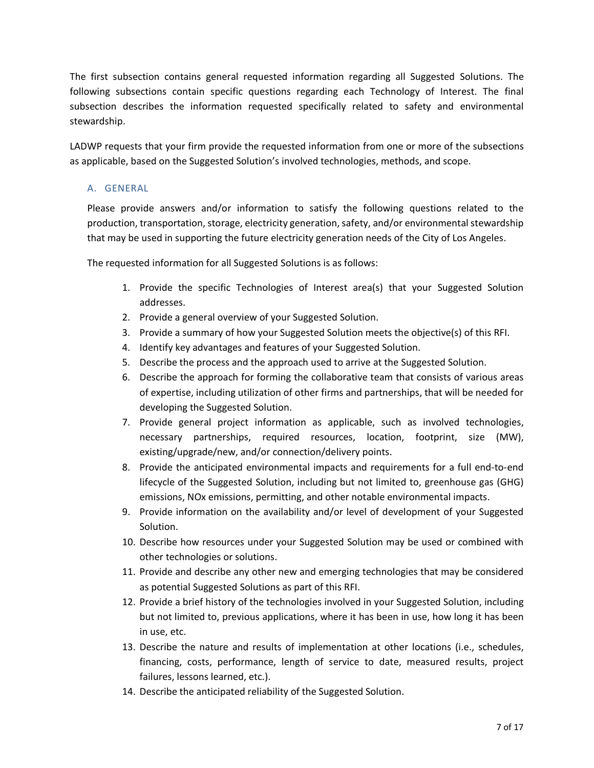The first subsection contains general requested information regarding all Suggested Solutions. The following subsections contain specific questions regarding each Technology of Interest. The final subsection describes the information requested specifically related to safety and environmental stewardship.

LADWP requests that your firm provide the requested information from one or more of the subsections as applicable, based on the Suggested Solution's involved technologies, methods, and scope.

### A. GENERAL

Please provide answers and/or information to satisfy the following questions related to the production, transportation, storage, electricity generation, safety, and/or environmental stewardship that may be used in supporting the future electricity generation needs of the City of Los Angeles.

The requested information for all Suggested Solutions is as follows:

1. Provide the specific Technologies of Interest area(s) that your Suggested Solution addresses.
2. Provide a general overview of your Suggested Solution.
3. Provide a summary of how your Suggested Solution meets the objective(s) of this RFI.
4. Identify key advantages and features of your Suggested Solution.
5. Describe the process and the approach used to arrive at the Suggested Solution.
6. Describe the approach for forming the collaborative team that consists of various areas of expertise, including utilization of other firms and partnerships, that will be needed for developing the Suggested Solution.
7. Provide general project information as applicable, such as involved technologies, necessary partnerships, required resources, location, footprint, size (MW), existing/upgrade/new, and/or connection/delivery points.
8. Provide the anticipated environmental impacts and requirements for a full end-to-end lifecycle of the Suggested Solution, including but not limited to, greenhouse gas (GHG) emissions, NOx emissions, permitting, and other notable environmental impacts.
9. Provide information on the availability and/or level of development of your Suggested Solution.
10. Describe how resources under your Suggested Solution may be used or combined with other technologies or solutions.
11. Provide and describe any other new and emerging technologies that may be considered as potential Suggested Solutions as part of this RFI.
12. Provide a brief history of the technologies involved in your Suggested Solution, including but not limited to, previous applications, where it has been in use, how long it has been in use, etc.
13. Describe the nature and results of implementation at other locations (i.e., schedules, financing, costs, performance, length of service to date, measured results, project failures, lessons learned, etc.).
14. Describe the anticipated reliability of the Suggested Solution.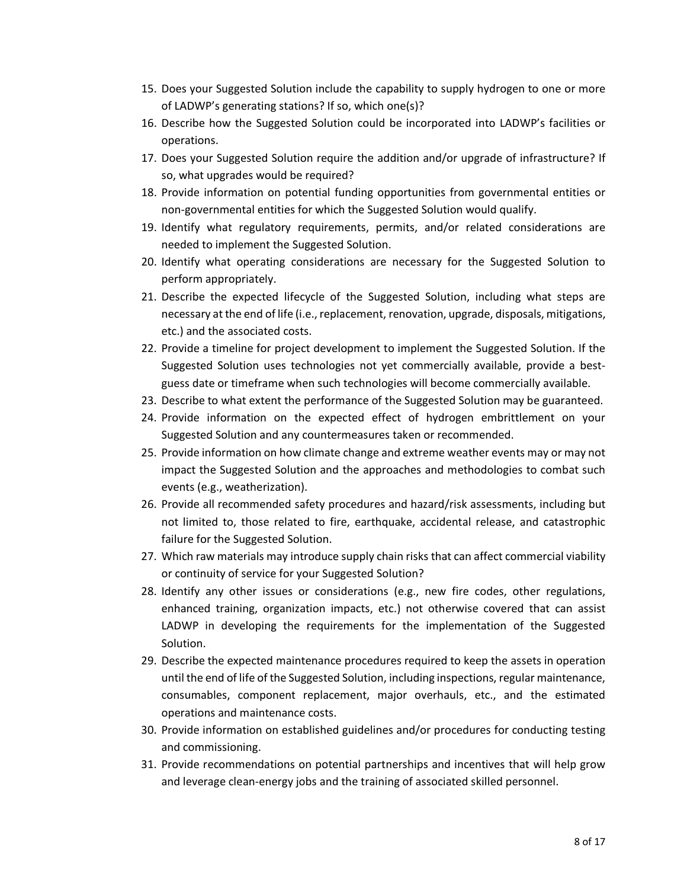15. Does your Suggested Solution include the capability to supply hydrogen to one or more of LADWP's generating stations? If so, which one(s)?
16. Describe how the Suggested Solution could be incorporated into LADWP's facilities or operations.
17. Does your Suggested Solution require the addition and/or upgrade of infrastructure? If so, what upgrades would be required?
18. Provide information on potential funding opportunities from governmental entities or non-governmental entities for which the Suggested Solution would qualify.
19. Identify what regulatory requirements, permits, and/or related considerations are needed to implement the Suggested Solution.
20. Identify what operating considerations are necessary for the Suggested Solution to perform appropriately.
21. Describe the expected lifecycle of the Suggested Solution, including what steps are necessary at the end of life (i.e., replacement, renovation, upgrade, disposals, mitigations, etc.) and the associated costs.
22. Provide a timeline for project development to implement the Suggested Solution. If the Suggested Solution uses technologies not yet commercially available, provide a best-guess date or timeframe when such technologies will become commercially available.
23. Describe to what extent the performance of the Suggested Solution may be guaranteed.
24. Provide information on the expected effect of hydrogen embrittlement on your Suggested Solution and any countermeasures taken or recommended.
25. Provide information on how climate change and extreme weather events may or may not impact the Suggested Solution and the approaches and methodologies to combat such events (e.g., weatherization).
26. Provide all recommended safety procedures and hazard/risk assessments, including but not limited to, those related to fire, earthquake, accidental release, and catastrophic failure for the Suggested Solution.
27. Which raw materials may introduce supply chain risks that can affect commercial viability or continuity of service for your Suggested Solution?
28. Identify any other issues or considerations (e.g., new fire codes, other regulations, enhanced training, organization impacts, etc.) not otherwise covered that can assist LADWP in developing the requirements for the implementation of the Suggested Solution.
29. Describe the expected maintenance procedures required to keep the assets in operation until the end of life of the Suggested Solution, including inspections, regular maintenance, consumables, component replacement, major overhauls, etc., and the estimated operations and maintenance costs.
30. Provide information on established guidelines and/or procedures for conducting testing and commissioning.
31. Provide recommendations on potential partnerships and incentives that will help grow and leverage clean-energy jobs and the training of associated skilled personnel.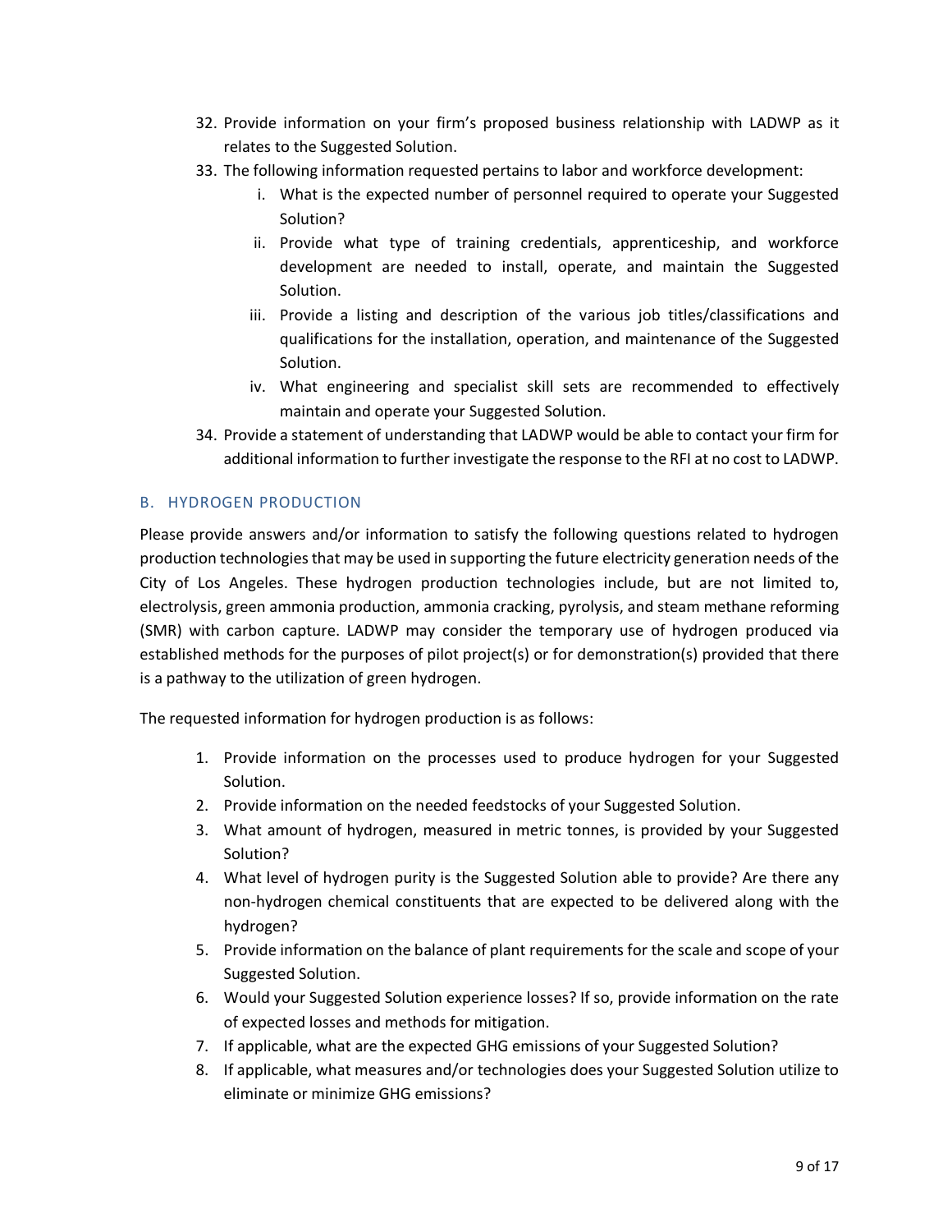32. Provide information on your firm's proposed business relationship with LADWP as it relates to the Suggested Solution.
33. The following information requested pertains to labor and workforce development:
    i. What is the expected number of personnel required to operate your Suggested Solution?
    ii. Provide what type of training credentials, apprenticeship, and workforce development are needed to install, operate, and maintain the Suggested Solution.
    iii. Provide a listing and description of the various job titles/classifications and qualifications for the installation, operation, and maintenance of the Suggested Solution.
    iv. What engineering and specialist skill sets are recommended to effectively maintain and operate your Suggested Solution.
34. Provide a statement of understanding that LADWP would be able to contact your firm for additional information to further investigate the response to the RFI at no cost to LADWP.

### B. HYDROGEN PRODUCTION

Please provide answers and/or information to satisfy the following questions related to hydrogen production technologies that may be used in supporting the future electricity generation needs of the City of Los Angeles. These hydrogen production technologies include, but are not limited to, electrolysis, green ammonia production, ammonia cracking, pyrolysis, and steam methane reforming (SMR) with carbon capture. LADWP may consider the temporary use of hydrogen produced via established methods for the purposes of pilot project(s) or for demonstration(s) provided that there is a pathway to the utilization of green hydrogen.

The requested information for hydrogen production is as follows:

1. Provide information on the processes used to produce hydrogen for your Suggested Solution.
2. Provide information on the needed feedstocks of your Suggested Solution.
3. What amount of hydrogen, measured in metric tonnes, is provided by your Suggested Solution?
4. What level of hydrogen purity is the Suggested Solution able to provide? Are there any non-hydrogen chemical constituents that are expected to be delivered along with the hydrogen?
5. Provide information on the balance of plant requirements for the scale and scope of your Suggested Solution.
6. Would your Suggested Solution experience losses? If so, provide information on the rate of expected losses and methods for mitigation.
7. If applicable, what are the expected GHG emissions of your Suggested Solution?
8. If applicable, what measures and/or technologies does your Suggested Solution utilize to eliminate or minimize GHG emissions?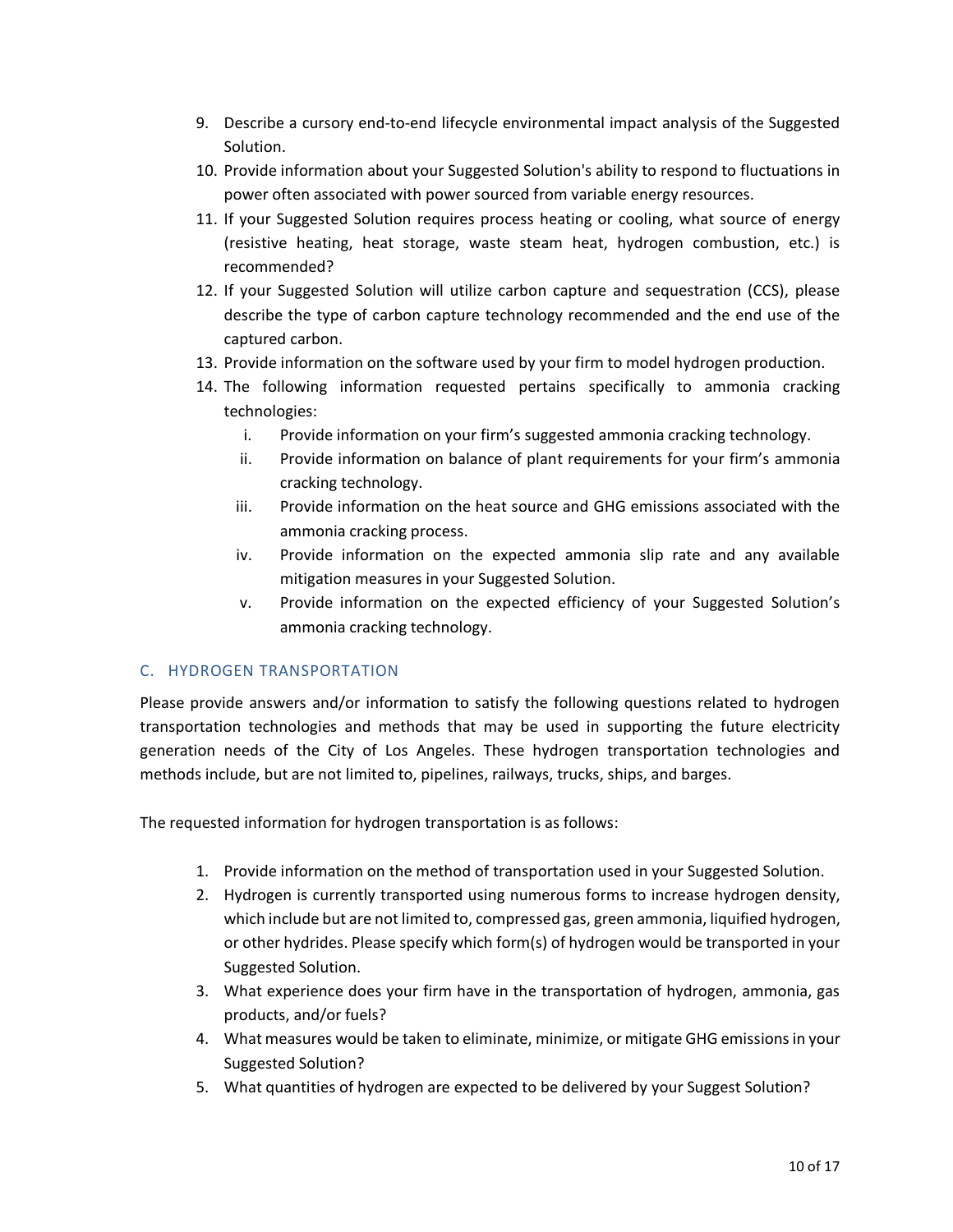9. Describe a cursory end-to-end lifecycle environmental impact analysis of the Suggested Solution.
10. Provide information about your Suggested Solution's ability to respond to fluctuations in power often associated with power sourced from variable energy resources.
11. If your Suggested Solution requires process heating or cooling, what source of energy (resistive heating, heat storage, waste steam heat, hydrogen combustion, etc.) is recommended?
12. If your Suggested Solution will utilize carbon capture and sequestration (CCS), please describe the type of carbon capture technology recommended and the end use of the captured carbon.
13. Provide information on the software used by your firm to model hydrogen production.
14. The following information requested pertains specifically to ammonia cracking technologies:
    i. Provide information on your firm's suggested ammonia cracking technology.
    ii. Provide information on balance of plant requirements for your firm's ammonia cracking technology.
    iii. Provide information on the heat source and GHG emissions associated with the ammonia cracking process.
    iv. Provide information on the expected ammonia slip rate and any available mitigation measures in your Suggested Solution.
    v. Provide information on the expected efficiency of your Suggested Solution's ammonia cracking technology.

## C. HYDROGEN TRANSPORTATION

Please provide answers and/or information to satisfy the following questions related to hydrogen transportation technologies and methods that may be used in supporting the future electricity generation needs of the City of Los Angeles. These hydrogen transportation technologies and methods include, but are not limited to, pipelines, railways, trucks, ships, and barges.

The requested information for hydrogen transportation is as follows:

1. Provide information on the method of transportation used in your Suggested Solution.
2. Hydrogen is currently transported using numerous forms to increase hydrogen density, which include but are not limited to, compressed gas, green ammonia, liquified hydrogen, or other hydrides. Please specify which form(s) of hydrogen would be transported in your Suggested Solution.
3. What experience does your firm have in the transportation of hydrogen, ammonia, gas products, and/or fuels?
4. What measures would be taken to eliminate, minimize, or mitigate GHG emissions in your Suggested Solution?
5. What quantities of hydrogen are expected to be delivered by your Suggest Solution?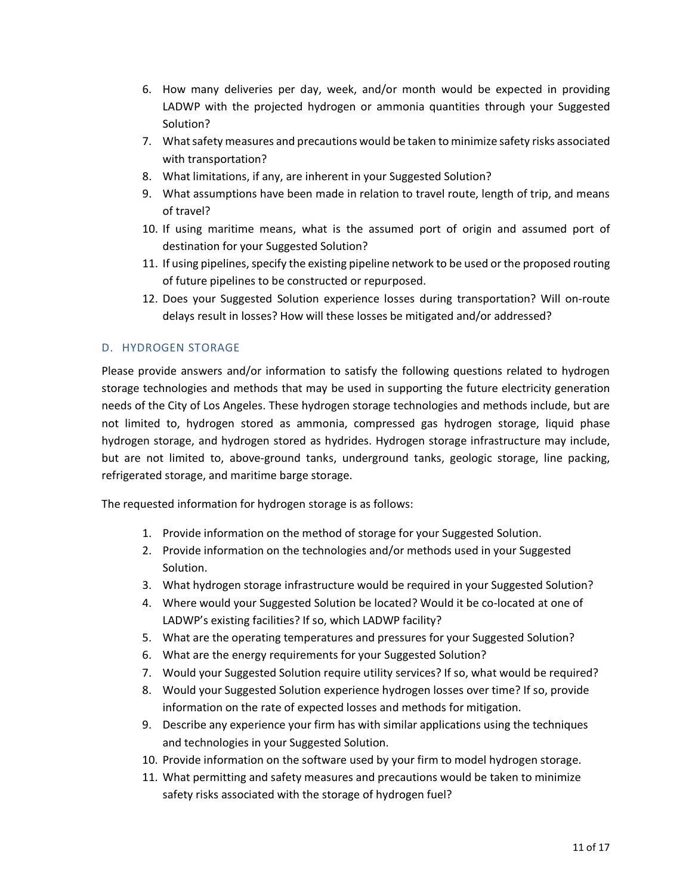6. How many deliveries per day, week, and/or month would be expected in providing LADWP with the projected hydrogen or ammonia quantities through your Suggested Solution?
7. What safety measures and precautions would be taken to minimize safety risks associated with transportation?
8. What limitations, if any, are inherent in your Suggested Solution?
9. What assumptions have been made in relation to travel route, length of trip, and means of travel?
10. If using maritime means, what is the assumed port of origin and assumed port of destination for your Suggested Solution?
11. If using pipelines, specify the existing pipeline network to be used or the proposed routing of future pipelines to be constructed or repurposed.
12. Does your Suggested Solution experience losses during transportation? Will on-route delays result in losses? How will these losses be mitigated and/or addressed?

## D. HYDROGEN STORAGE

Please provide answers and/or information to satisfy the following questions related to hydrogen storage technologies and methods that may be used in supporting the future electricity generation needs of the City of Los Angeles. These hydrogen storage technologies and methods include, but are not limited to, hydrogen stored as ammonia, compressed gas hydrogen storage, liquid phase hydrogen storage, and hydrogen stored as hydrides. Hydrogen storage infrastructure may include, but are not limited to, above-ground tanks, underground tanks, geologic storage, line packing, refrigerated storage, and maritime barge storage.

The requested information for hydrogen storage is as follows:

1. Provide information on the method of storage for your Suggested Solution.
2. Provide information on the technologies and/or methods used in your Suggested Solution.
3. What hydrogen storage infrastructure would be required in your Suggested Solution?
4. Where would your Suggested Solution be located? Would it be co-located at one of LADWP's existing facilities? If so, which LADWP facility?
5. What are the operating temperatures and pressures for your Suggested Solution?
6. What are the energy requirements for your Suggested Solution?
7. Would your Suggested Solution require utility services? If so, what would be required?
8. Would your Suggested Solution experience hydrogen losses over time? If so, provide information on the rate of expected losses and methods for mitigation.
9. Describe any experience your firm has with similar applications using the techniques and technologies in your Suggested Solution.
10. Provide information on the software used by your firm to model hydrogen storage.
11. What permitting and safety measures and precautions would be taken to minimize safety risks associated with the storage of hydrogen fuel?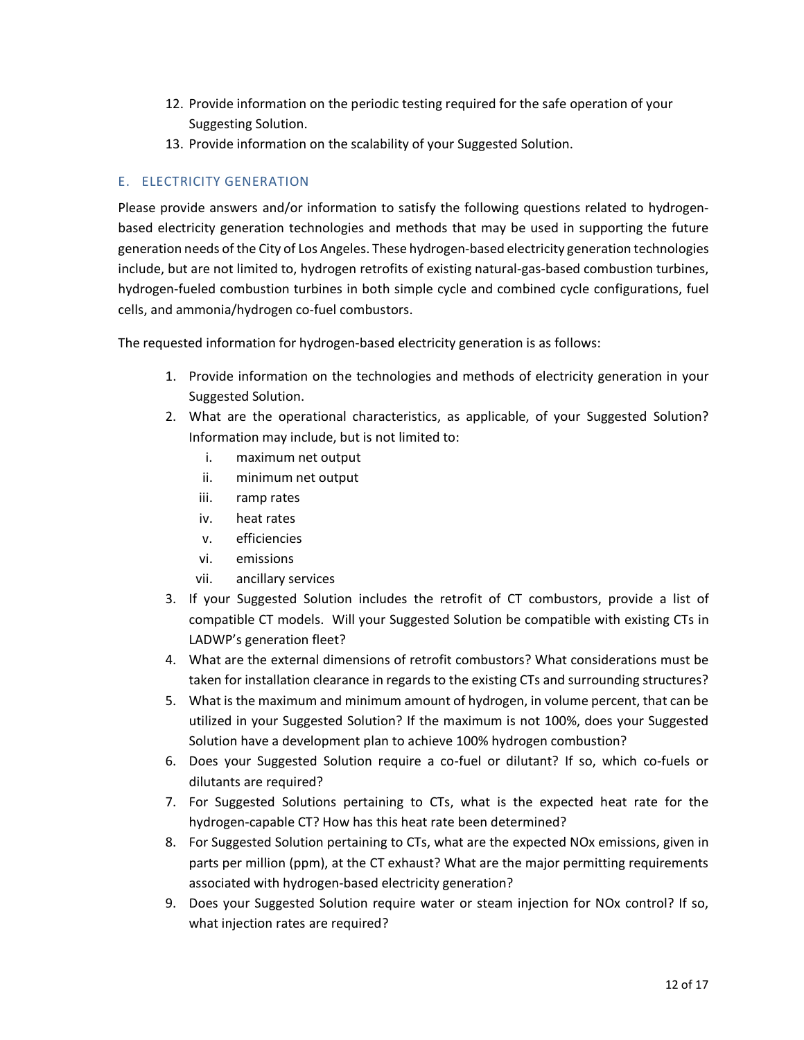12. Provide information on the periodic testing required for the safe operation of your Suggesting Solution.
13. Provide information on the scalability of your Suggested Solution.

## E. ELECTRICITY GENERATION

Please provide answers and/or information to satisfy the following questions related to hydrogen-based electricity generation technologies and methods that may be used in supporting the future generation needs of the City of Los Angeles. These hydrogen-based electricity generation technologies include, but are not limited to, hydrogen retrofits of existing natural-gas-based combustion turbines, hydrogen-fueled combustion turbines in both simple cycle and combined cycle configurations, fuel cells, and ammonia/hydrogen co-fuel combustors.

The requested information for hydrogen-based electricity generation is as follows:

1. Provide information on the technologies and methods of electricity generation in your Suggested Solution.
2. What are the operational characteristics, as applicable, of your Suggested Solution? Information may include, but is not limited to:
   i. maximum net output
   ii. minimum net output
   iii. ramp rates
   iv. heat rates
   v. efficiencies
   vi. emissions
   vii. ancillary services
3. If your Suggested Solution includes the retrofit of CT combustors, provide a list of compatible CT models. Will your Suggested Solution be compatible with existing CTs in LADWP's generation fleet?
4. What are the external dimensions of retrofit combustors? What considerations must be taken for installation clearance in regards to the existing CTs and surrounding structures?
5. What is the maximum and minimum amount of hydrogen, in volume percent, that can be utilized in your Suggested Solution? If the maximum is not 100%, does your Suggested Solution have a development plan to achieve 100% hydrogen combustion?
6. Does your Suggested Solution require a co-fuel or dilutant? If so, which co-fuels or dilutants are required?
7. For Suggested Solutions pertaining to CTs, what is the expected heat rate for the hydrogen-capable CT? How has this heat rate been determined?
8. For Suggested Solution pertaining to CTs, what are the expected NOx emissions, given in parts per million (ppm), at the CT exhaust? What are the major permitting requirements associated with hydrogen-based electricity generation?
9. Does your Suggested Solution require water or steam injection for NOx control? If so, what injection rates are required?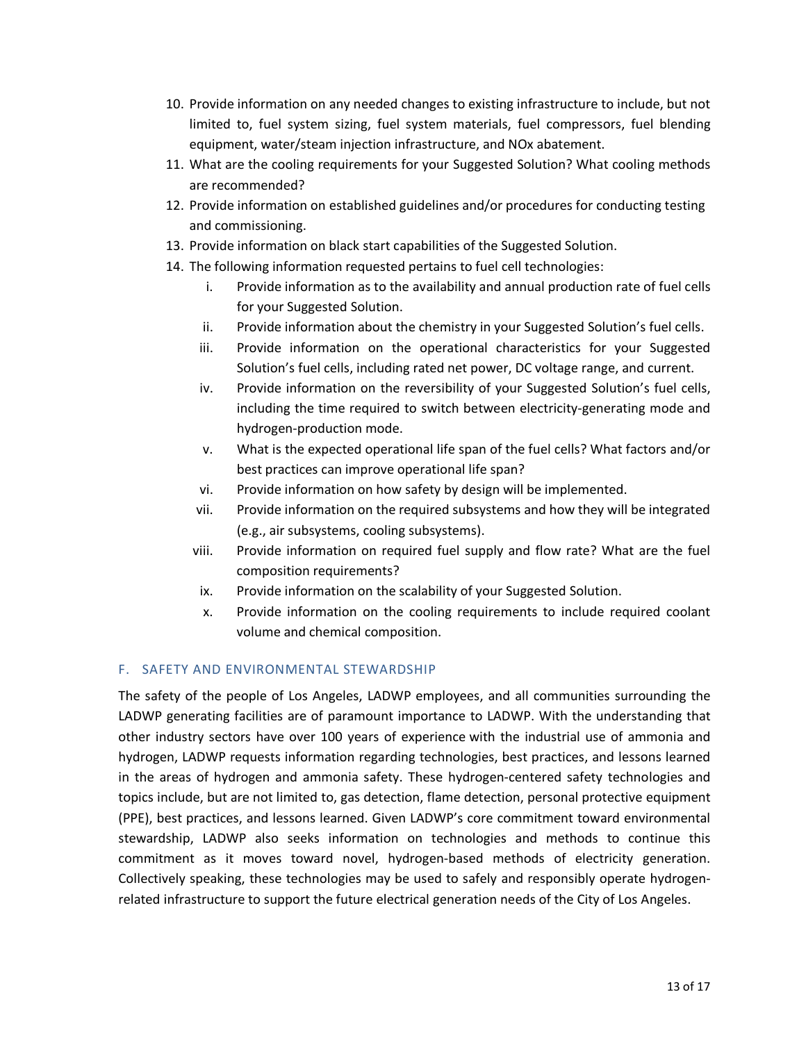10. Provide information on any needed changes to existing infrastructure to include, but not limited to, fuel system sizing, fuel system materials, fuel compressors, fuel blending equipment, water/steam injection infrastructure, and NOx abatement.
11. What are the cooling requirements for your Suggested Solution? What cooling methods are recommended?
12. Provide information on established guidelines and/or procedures for conducting testing and commissioning.
13. Provide information on black start capabilities of the Suggested Solution.
14. The following information requested pertains to fuel cell technologies:
    i. Provide information as to the availability and annual production rate of fuel cells for your Suggested Solution.
    ii. Provide information about the chemistry in your Suggested Solution's fuel cells.
    iii. Provide information on the operational characteristics for your Suggested Solution's fuel cells, including rated net power, DC voltage range, and current.
    iv. Provide information on the reversibility of your Suggested Solution's fuel cells, including the time required to switch between electricity-generating mode and hydrogen-production mode.
    v. What is the expected operational life span of the fuel cells? What factors and/or best practices can improve operational life span?
    vi. Provide information on how safety by design will be implemented.
    vii. Provide information on the required subsystems and how they will be integrated (e.g., air subsystems, cooling subsystems).
    viii. Provide information on required fuel supply and flow rate? What are the fuel composition requirements?
    ix. Provide information on the scalability of your Suggested Solution.
    x. Provide information on the cooling requirements to include required coolant volume and chemical composition.

## F. SAFETY AND ENVIRONMENTAL STEWARDSHIP

The safety of the people of Los Angeles, LADWP employees, and all communities surrounding the LADWP generating facilities are of paramount importance to LADWP. With the understanding that other industry sectors have over 100 years of experience with the industrial use of ammonia and hydrogen, LADWP requests information regarding technologies, best practices, and lessons learned in the areas of hydrogen and ammonia safety. These hydrogen-centered safety technologies and topics include, but are not limited to, gas detection, flame detection, personal protective equipment (PPE), best practices, and lessons learned. Given LADWP's core commitment toward environmental stewardship, LADWP also seeks information on technologies and methods to continue this commitment as it moves toward novel, hydrogen-based methods of electricity generation. Collectively speaking, these technologies may be used to safely and responsibly operate hydrogen-related infrastructure to support the future electrical generation needs of the City of Los Angeles.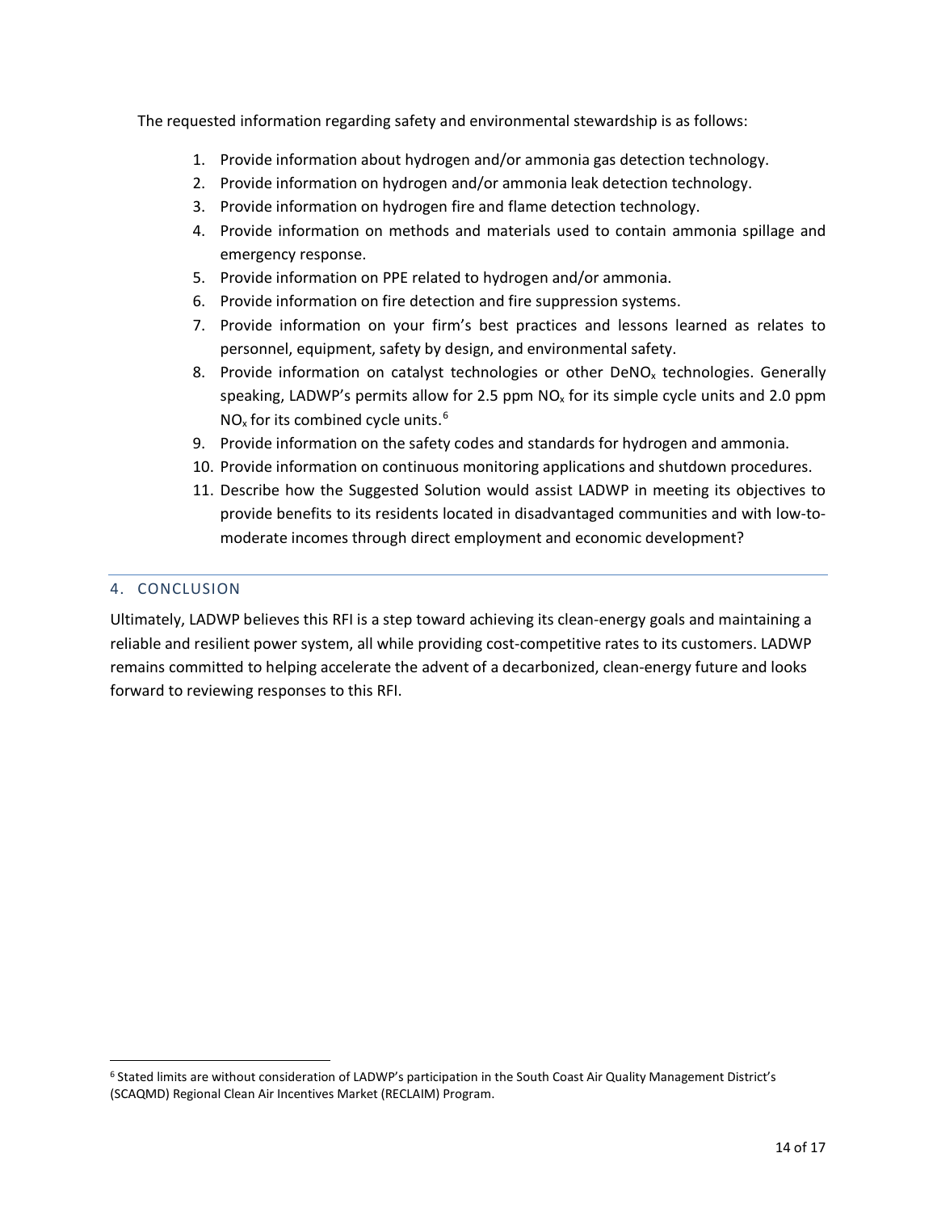The requested information regarding safety and environmental stewardship is as follows:

1. Provide information about hydrogen and/or ammonia gas detection technology.
2. Provide information on hydrogen and/or ammonia leak detection technology.
3. Provide information on hydrogen fire and flame detection technology.
4. Provide information on methods and materials used to contain ammonia spillage and emergency response.
5. Provide information on PPE related to hydrogen and/or ammonia.
6. Provide information on fire detection and fire suppression systems.
7. Provide information on your firm's best practices and lessons learned as relates to personnel, equipment, safety by design, and environmental safety.
8. Provide information on catalyst technologies or other $DeNO_x$ technologies. Generally speaking, LADWP's permits allow for 2.5 ppm $NO_x$ for its simple cycle units and 2.0 ppm $NO_x$ for its combined cycle units.[6]
9. Provide information on the safety codes and standards for hydrogen and ammonia.
10. Provide information on continuous monitoring applications and shutdown procedures.
11. Describe how the Suggested Solution would assist LADWP in meeting its objectives to provide benefits to its residents located in disadvantaged communities and with low-to-moderate incomes through direct employment and economic development?

## 4. CONCLUSION

Ultimately, LADWP believes this RFI is a step toward achieving its clean-energy goals and maintaining a reliable and resilient power system, all while providing cost-competitive rates to its customers. LADWP remains committed to helping accelerate the advent of a decarbonized, clean-energy future and looks forward to reviewing responses to this RFI.

---

[6] Stated limits are without consideration of LADWP's participation in the South Coast Air Quality Management District's (SCAQMD) Regional Clean Air Incentives Market (RECLAIM) Program.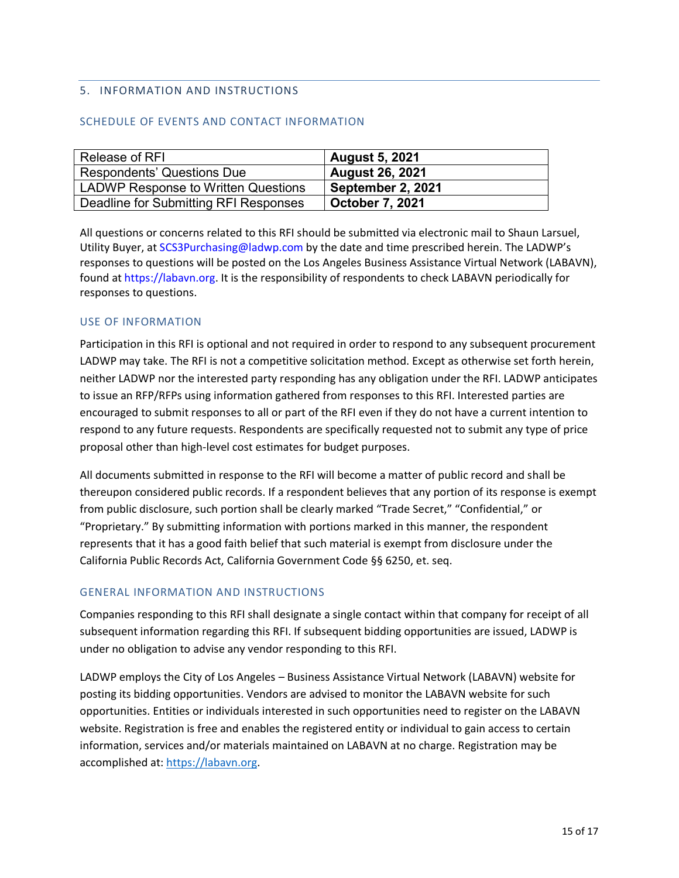## 5. INFORMATION AND INSTRUCTIONS

### SCHEDULE OF EVENTS AND CONTACT INFORMATION

| Release of RFI | **August 5, 2021** |
|---|---|
| Respondents' Questions Due | **August 26, 2021** |
| LADWP Response to Written Questions | **September 2, 2021** |
| Deadline for Submitting RFI Responses | **October 7, 2021** |

All questions or concerns related to this RFI should be submitted via electronic mail to Shaun Larsuel, Utility Buyer, at SCS3Purchasing@ladwp.com by the date and time prescribed herein. The LADWP's responses to questions will be posted on the Los Angeles Business Assistance Virtual Network (LABAVN), found at https://labavn.org. It is the responsibility of respondents to check LABAVN periodically for responses to questions.

### USE OF INFORMATION

Participation in this RFI is optional and not required in order to respond to any subsequent procurement LADWP may take. The RFI is not a competitive solicitation method. Except as otherwise set forth herein, neither LADWP nor the interested party responding has any obligation under the RFI. LADWP anticipates to issue an RFP/RFPs using information gathered from responses to this RFI. Interested parties are encouraged to submit responses to all or part of the RFI even if they do not have a current intention to respond to any future requests. Respondents are specifically requested not to submit any type of price proposal other than high-level cost estimates for budget purposes.

All documents submitted in response to the RFI will become a matter of public record and shall be thereupon considered public records. If a respondent believes that any portion of its response is exempt from public disclosure, such portion shall be clearly marked "Trade Secret," "Confidential," or "Proprietary." By submitting information with portions marked in this manner, the respondent represents that it has a good faith belief that such material is exempt from disclosure under the California Public Records Act, California Government Code §§ 6250, et. seq.

### GENERAL INFORMATION AND INSTRUCTIONS

Companies responding to this RFI shall designate a single contact within that company for receipt of all subsequent information regarding this RFI. If subsequent bidding opportunities are issued, LADWP is under no obligation to advise any vendor responding to this RFI.

LADWP employs the City of Los Angeles – Business Assistance Virtual Network (LABAVN) website for posting its bidding opportunities. Vendors are advised to monitor the LABAVN website for such opportunities. Entities or individuals interested in such opportunities need to register on the LABAVN website. Registration is free and enables the registered entity or individual to gain access to certain information, services and/or materials maintained on LABAVN at no charge. Registration may be accomplished at: https://labavn.org.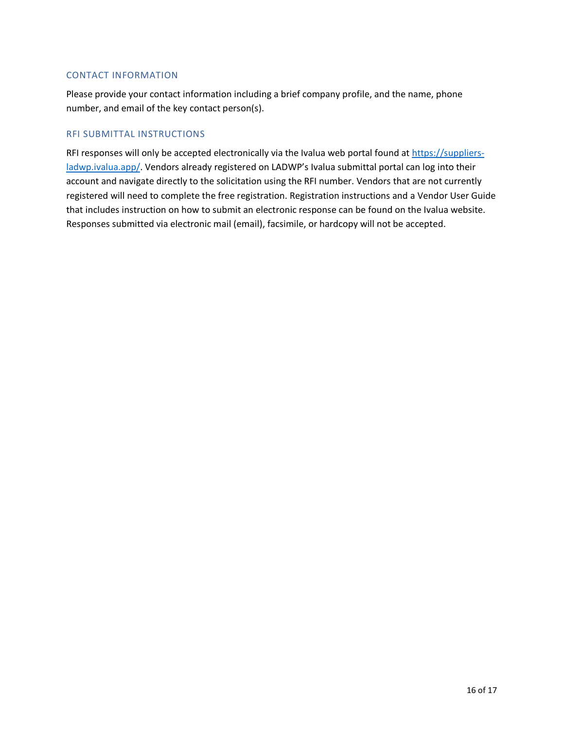## CONTACT INFORMATION

Please provide your contact information including a brief company profile, and the name, phone number, and email of the key contact person(s).

## RFI SUBMITTAL INSTRUCTIONS

RFI responses will only be accepted electronically via the Ivalua web portal found at [https://suppliers-ladwp.ivalua.app/](https://suppliers-ladwp.ivalua.app/). Vendors already registered on LADWP's Ivalua submittal portal can log into their account and navigate directly to the solicitation using the RFI number. Vendors that are not currently registered will need to complete the free registration. Registration instructions and a Vendor User Guide that includes instruction on how to submit an electronic response can be found on the Ivalua website. Responses submitted via electronic mail (email), facsimile, or hardcopy will not be accepted.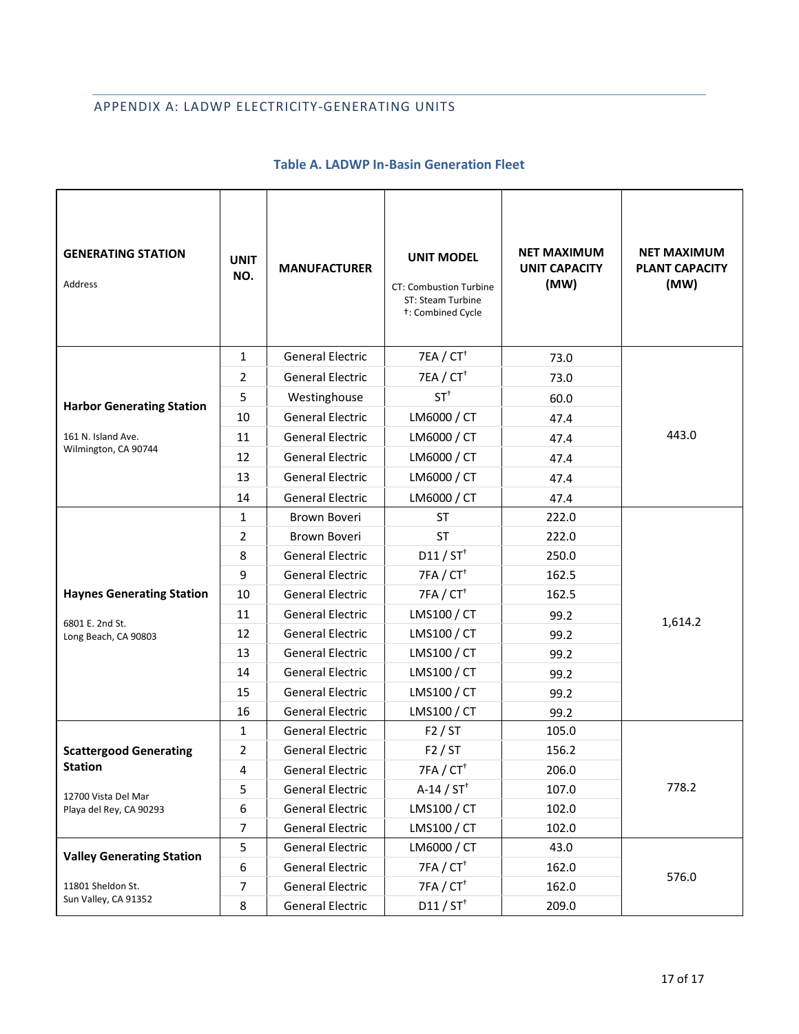## APPENDIX A: LADWP ELECTRICITY-GENERATING UNITS

**Table A. LADWP In-Basin Generation Fleet**

| GENERATING STATION<br>Address | UNIT NO. | MANUFACTURER | UNIT MODEL<br>CT: Combustion Turbine<br>ST: Steam Turbine<br>†: Combined Cycle | NET MAXIMUM UNIT CAPACITY (MW) | NET MAXIMUM PLANT CAPACITY (MW) |
|---|---|---|---|---|---|
| **Harbor Generating Station**<br>161 N. Island Ave.<br>Wilmington, CA 90744 | 1 | General Electric | 7EA / CT† | 73.0 | 443.0 |
| | 2 | General Electric | 7EA / CT† | 73.0 | |
| | 5 | Westinghouse | ST† | 60.0 | |
| | 10 | General Electric | LM6000 / CT | 47.4 | |
| | 11 | General Electric | LM6000 / CT | 47.4 | |
| | 12 | General Electric | LM6000 / CT | 47.4 | |
| | 13 | General Electric | LM6000 / CT | 47.4 | |
| | 14 | General Electric | LM6000 / CT | 47.4 | |
| **Haynes Generating Station**<br>6801 E. 2nd St.<br>Long Beach, CA 90803 | 1 | Brown Boveri | ST | 222.0 | 1,614.2 |
| | 2 | Brown Boveri | ST | 222.0 | |
| | 8 | General Electric | D11 / ST† | 250.0 | |
| | 9 | General Electric | 7FA / CT† | 162.5 | |
| | 10 | General Electric | 7FA / CT† | 162.5 | |
| | 11 | General Electric | LMS100 / CT | 99.2 | |
| | 12 | General Electric | LMS100 / CT | 99.2 | |
| | 13 | General Electric | LMS100 / CT | 99.2 | |
| | 14 | General Electric | LMS100 / CT | 99.2 | |
| | 15 | General Electric | LMS100 / CT | 99.2 | |
| | 16 | General Electric | LMS100 / CT | 99.2 | |
| **Scattergood Generating Station**<br>12700 Vista Del Mar<br>Playa del Rey, CA 90293 | 1 | General Electric | F2 / ST | 105.0 | 778.2 |
| | 2 | General Electric | F2 / ST | 156.2 | |
| | 4 | General Electric | 7FA / CT† | 206.0 | |
| | 5 | General Electric | A-14 / ST† | 107.0 | |
| | 6 | General Electric | LMS100 / CT | 102.0 | |
| | 7 | General Electric | LMS100 / CT | 102.0 | |
| **Valley Generating Station**<br>11801 Sheldon St.<br>Sun Valley, CA 91352 | 5 | General Electric | LM6000 / CT | 43.0 | 576.0 |
| | 6 | General Electric | 7FA / CT† | 162.0 | |
| | 7 | General Electric | 7FA / CT† | 162.0 | |
| | 8 | General Electric | D11 / ST† | 209.0 | |